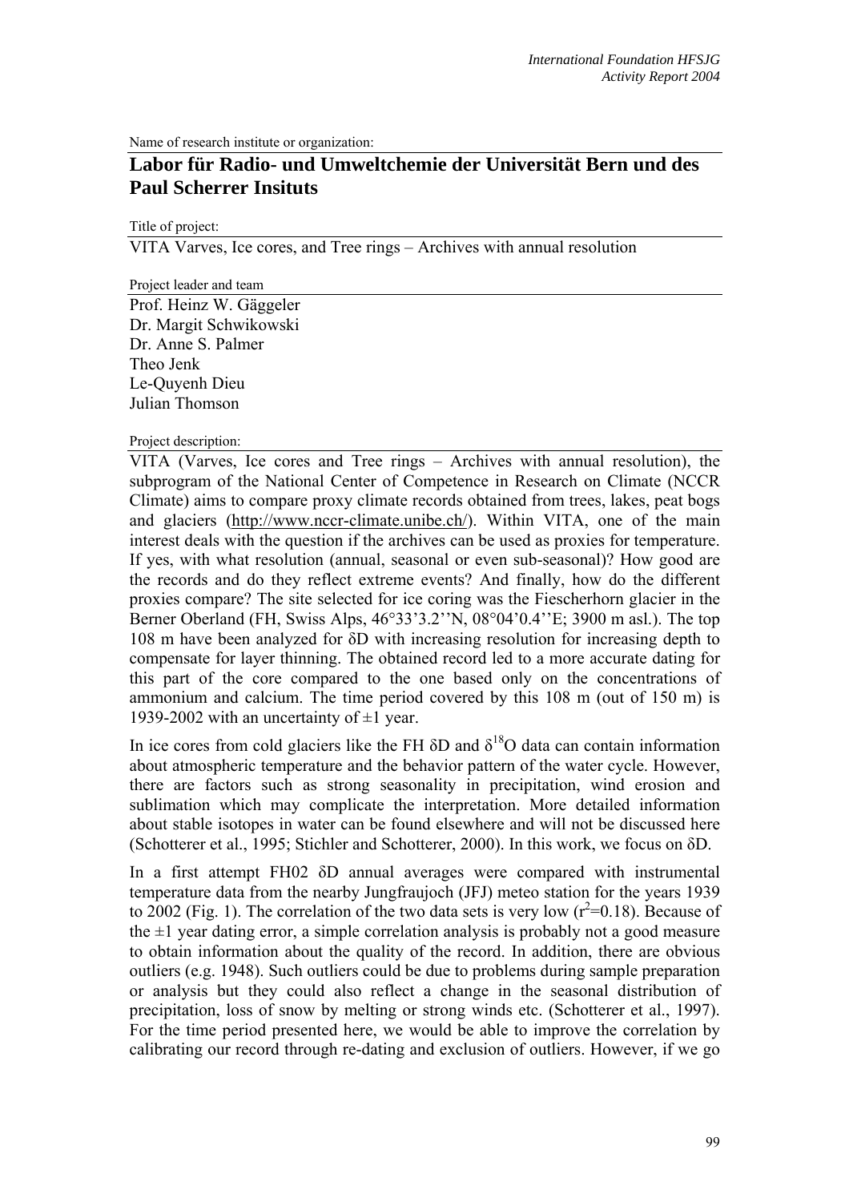Name of research institute or organization:

## Labor für Radio- und Umweltchemie der Universität Bern und des Paul Scherrer Insituts

Title of project:

VITA Varves, Ice cores, and Tree rings – Archives with annual resolution

Project leader and team

Prof. Heinz W. Gäggeler
Dr. Margit Schwikowski
Dr. Anne S. Palmer
Theo Jenk
Le-Quyenh Dieu
Julian Thomson

Project description:

VITA (Varves, Ice cores and Tree rings – Archives with annual resolution), the subprogram of the National Center of Competence in Research on Climate (NCCR Climate) aims to compare proxy climate records obtained from trees, lakes, peat bogs and glaciers (http://www.nccr-climate.unibe.ch/). Within VITA, one of the main interest deals with the question if the archives can be used as proxies for temperature. If yes, with what resolution (annual, seasonal or even sub-seasonal)? How good are the records and do they reflect extreme events? And finally, how do the different proxies compare? The site selected for ice coring was the Fiescherhorn glacier in the Berner Oberland (FH, Swiss Alps, 46°33'3.2''N, 08°04'0.4''E; 3900 m asl.). The top 108 m have been analyzed for δD with increasing resolution for increasing depth to compensate for layer thinning. The obtained record led to a more accurate dating for this part of the core compared to the one based only on the concentrations of ammonium and calcium. The time period covered by this 108 m (out of 150 m) is 1939-2002 with an uncertainty of ±1 year.

In ice cores from cold glaciers like the FH δD and $\delta^{18}O$ data can contain information about atmospheric temperature and the behavior pattern of the water cycle. However, there are factors such as strong seasonality in precipitation, wind erosion and sublimation which may complicate the interpretation. More detailed information about stable isotopes in water can be found elsewhere and will not be discussed here (Schotterer et al., 1995; Stichler and Schotterer, 2000). In this work, we focus on δD.

In a first attempt FH02 δD annual averages were compared with instrumental temperature data from the nearby Jungfraujoch (JFJ) meteo station for the years 1939 to 2002 (Fig. 1). The correlation of the two data sets is very low ($r^2$=0.18). Because of the ±1 year dating error, a simple correlation analysis is probably not a good measure to obtain information about the quality of the record. In addition, there are obvious outliers (e.g. 1948). Such outliers could be due to problems during sample preparation or analysis but they could also reflect a change in the seasonal distribution of precipitation, loss of snow by melting or strong winds etc. (Schotterer et al., 1997). For the time period presented here, we would be able to improve the correlation by calibrating our record through re-dating and exclusion of outliers. However, if we go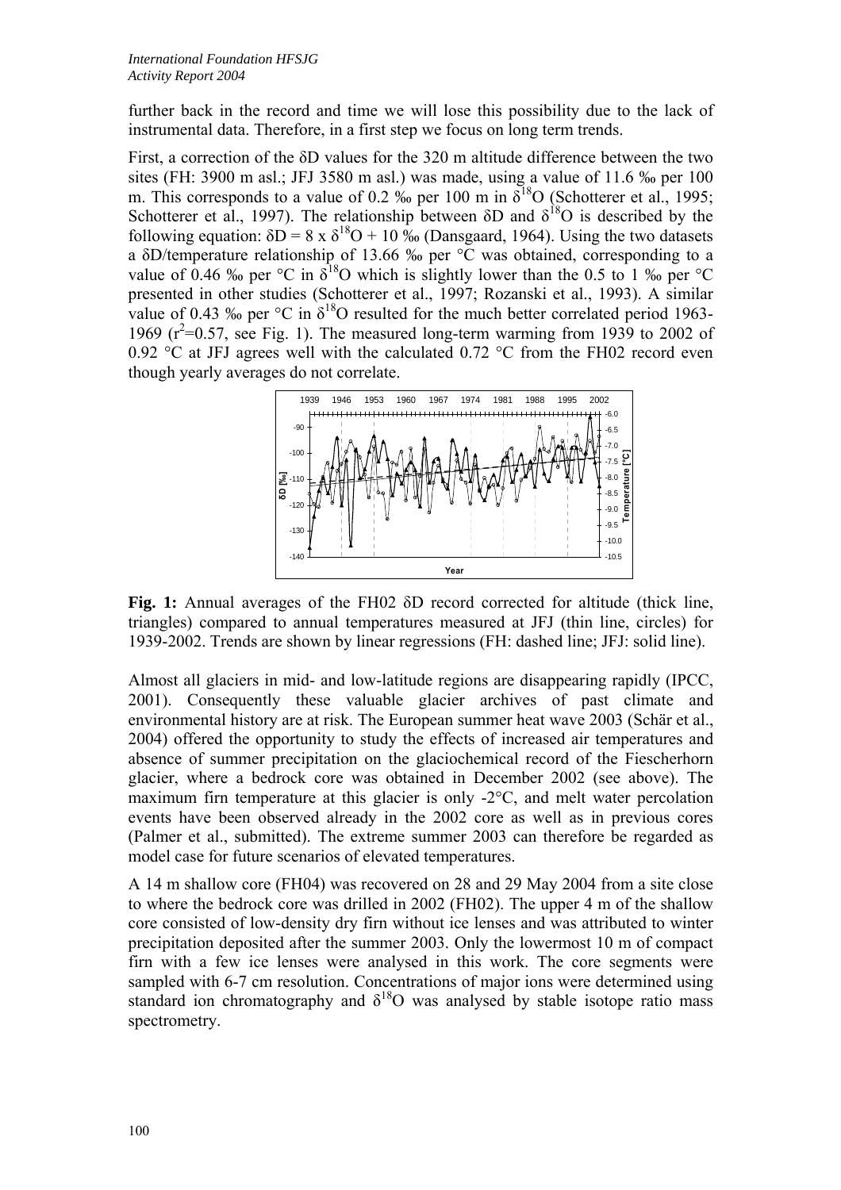further back in the record and time we will lose this possibility due to the lack of instrumental data. Therefore, in a first step we focus on long term trends.

First, a correction of the δD values for the 320 m altitude difference between the two sites (FH: 3900 m asl.; JFJ 3580 m asl.) was made, using a value of 11.6 ‰ per 100 m. This corresponds to a value of 0.2 ‰ per 100 m in $\delta^{18}O$ (Schotterer et al., 1995; Schotterer et al., 1997). The relationship between δD and $\delta^{18}O$ is described by the following equation: $\delta D = 8 \times \delta^{18}O + 10$ ‰ (Dansgaard, 1964). Using the two datasets a δD/temperature relationship of 13.66 ‰ per °C was obtained, corresponding to a value of 0.46 ‰ per °C in $\delta^{18}O$ which is slightly lower than the 0.5 to 1 ‰ per °C presented in other studies (Schotterer et al., 1997; Rozanski et al., 1993). A similar value of 0.43 ‰ per °C in $\delta^{18}O$ resulted for the much better correlated period 1963-1969 ($r^2$=0.57, see Fig. 1). The measured long-term warming from 1939 to 2002 of 0.92 °C at JFJ agrees well with the calculated 0.72 °C from the FH02 record even though yearly averages do not correlate.

**Fig. 1:** Annual averages of the FH02 δD record corrected for altitude (thick line, triangles) compared to annual temperatures measured at JFJ (thin line, circles) for 1939-2002. Trends are shown by linear regressions (FH: dashed line; JFJ: solid line).

Almost all glaciers in mid- and low-latitude regions are disappearing rapidly (IPCC, 2001). Consequently these valuable glacier archives of past climate and environmental history are at risk. The European summer heat wave 2003 (Schär et al., 2004) offered the opportunity to study the effects of increased air temperatures and absence of summer precipitation on the glaciochemical record of the Fiescherhorn glacier, where a bedrock core was obtained in December 2002 (see above). The maximum firn temperature at this glacier is only -2°C, and melt water percolation events have been observed already in the 2002 core as well as in previous cores (Palmer et al., submitted). The extreme summer 2003 can therefore be regarded as model case for future scenarios of elevated temperatures.

A 14 m shallow core (FH04) was recovered on 28 and 29 May 2004 from a site close to where the bedrock core was drilled in 2002 (FH02). The upper 4 m of the shallow core consisted of low-density dry firn without ice lenses and was attributed to winter precipitation deposited after the summer 2003. Only the lowermost 10 m of compact firn with a few ice lenses were analysed in this work. The core segments were sampled with 6-7 cm resolution. Concentrations of major ions were determined using standard ion chromatography and $\delta^{18}O$ was analysed by stable isotope ratio mass spectrometry.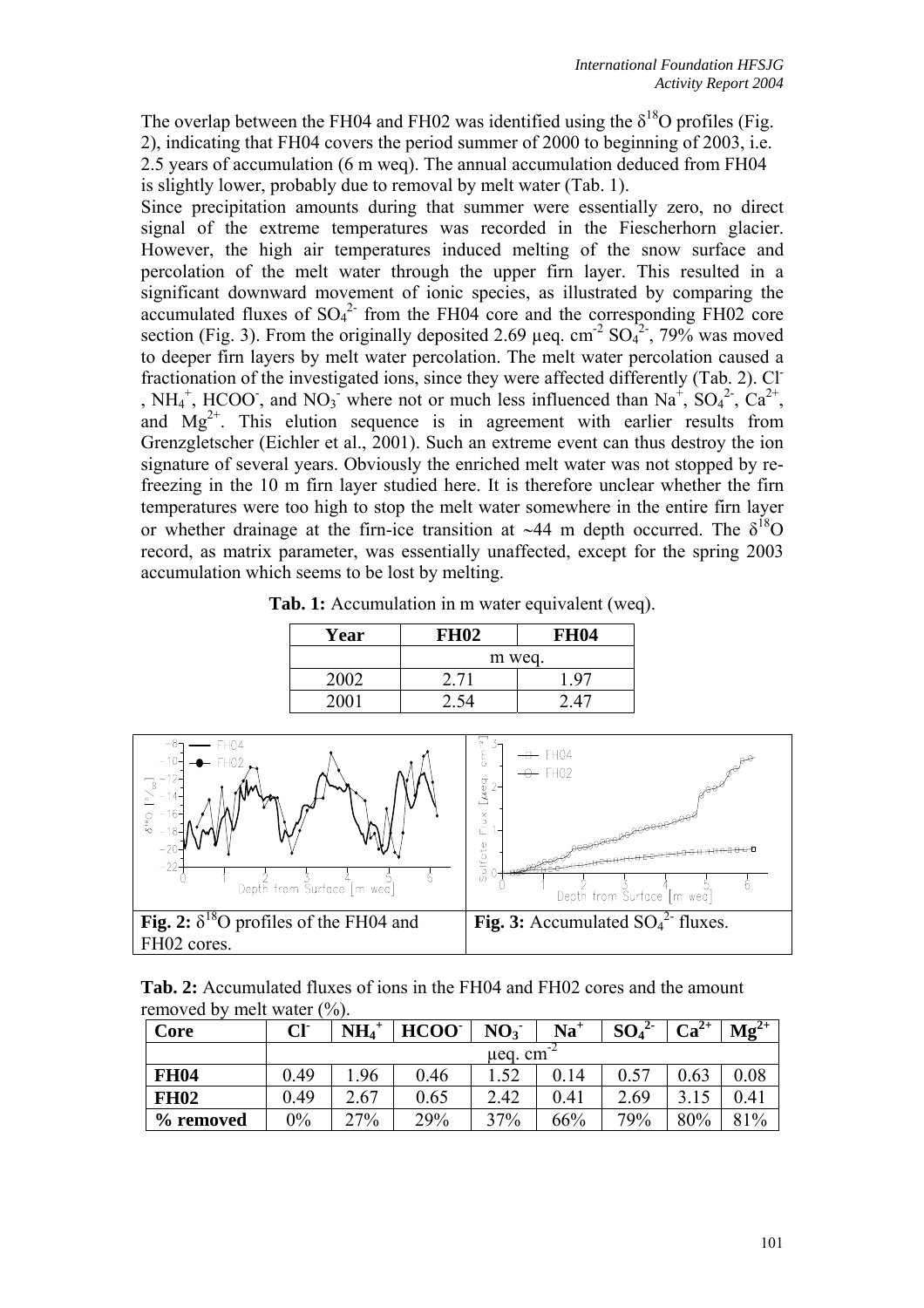The overlap between the FH04 and FH02 was identified using the $\delta^{18}O$ profiles (Fig. 2), indicating that FH04 covers the period summer of 2000 to beginning of 2003, i.e. 2.5 years of accumulation (6 m weq). The annual accumulation deduced from FH04 is slightly lower, probably due to removal by melt water (Tab. 1).

Since precipitation amounts during that summer were essentially zero, no direct signal of the extreme temperatures was recorded in the Fiescherhorn glacier. However, the high air temperatures induced melting of the snow surface and percolation of the melt water through the upper firn layer. This resulted in a significant downward movement of ionic species, as illustrated by comparing the accumulated fluxes of $SO_4^{2-}$ from the FH04 core and the corresponding FH02 core section (Fig. 3). From the originally deposited 2.69 µeq. cm$^{-2}$ $SO_4^{2-}$, 79% was moved to deeper firn layers by melt water percolation. The melt water percolation caused a fractionation of the investigated ions, since they were affected differently (Tab. 2). $Cl^-$, $NH_4^+$, $HCOO^-$, and $NO_3^-$ where not or much less influenced than $Na^+$, $SO_4^{2-}$, $Ca^{2+}$, and $Mg^{2+}$. This elution sequence is in agreement with earlier results from Grenzgletscher (Eichler et al., 2001). Such an extreme event can thus destroy the ion signature of several years. Obviously the enriched melt water was not stopped by re-freezing in the 10 m firn layer studied here. It is therefore unclear whether the firn temperatures were too high to stop the melt water somewhere in the entire firn layer or whether drainage at the firn-ice transition at ~44 m depth occurred. The $\delta^{18}O$ record, as matrix parameter, was essentially unaffected, except for the spring 2003 accumulation which seems to be lost by melting.

**Tab. 1:** Accumulation in m water equivalent (weq).

| Year | FH02 | FH04 |
|---|---|---|
| | m weq. | |
| 2002 | 2.71 | 1.97 |
| 2001 | 2.54 | 2.47 |

**Fig. 2:** $\delta^{18}O$ profiles of the FH04 and FH02 cores.

**Fig. 3:** Accumulated $SO_4^{2-}$ fluxes.

**Tab. 2:** Accumulated fluxes of ions in the FH04 and FH02 cores and the amount removed by melt water (%).

| Core | $Cl^-$ | $NH_4^+$ | $HCOO^-$ | $NO_3^-$ | $Na^+$ | $SO_4^{2-}$ | $Ca^{2+}$ | $Mg^{2+}$ |
|---|---|---|---|---|---|---|---|---|
| | µeq. cm$^{-2}$ | | | | | | | |
| **FH04** | 0.49 | 1.96 | 0.46 | 1.52 | 0.14 | 0.57 | 0.63 | 0.08 |
| **FH02** | 0.49 | 2.67 | 0.65 | 2.42 | 0.41 | 2.69 | 3.15 | 0.41 |
| **% removed** | 0% | 27% | 29% | 37% | 66% | 79% | 80% | 81% |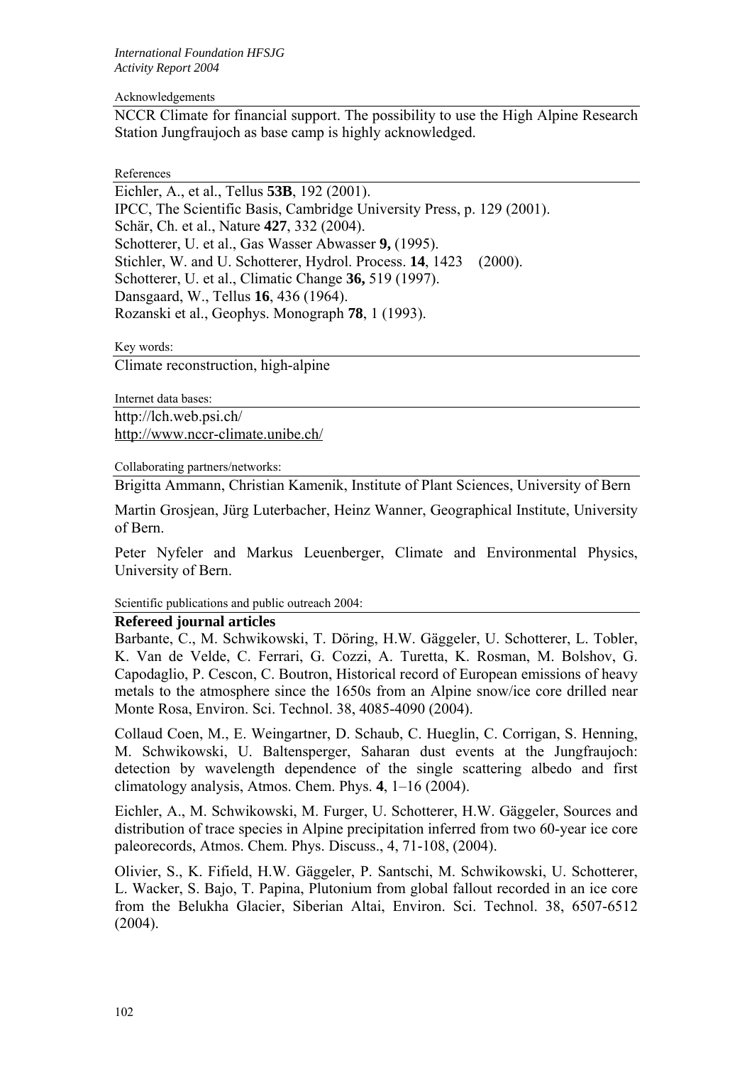Acknowledgements

NCCR Climate for financial support. The possibility to use the High Alpine Research Station Jungfraujoch as base camp is highly acknowledged.

References

Eichler, A., et al., Tellus **53B**, 192 (2001).
IPCC, The Scientific Basis, Cambridge University Press, p. 129 (2001).
Schär, Ch. et al., Nature **427**, 332 (2004).
Schotterer, U. et al., Gas Wasser Abwasser **9,** (1995).
Stichler, W. and U. Schotterer, Hydrol. Process. **14**, 1423 (2000).
Schotterer, U. et al., Climatic Change **36,** 519 (1997).
Dansgaard, W., Tellus **16**, 436 (1964).
Rozanski et al., Geophys. Monograph **78**, 1 (1993).

Key words:

Climate reconstruction, high-alpine

Internet data bases:

http://lch.web.psi.ch/
http://www.nccr-climate.unibe.ch/

Collaborating partners/networks:

Brigitta Ammann, Christian Kamenik, Institute of Plant Sciences, University of Bern

Martin Grosjean, Jürg Luterbacher, Heinz Wanner, Geographical Institute, University of Bern.

Peter Nyfeler and Markus Leuenberger, Climate and Environmental Physics, University of Bern.

Scientific publications and public outreach 2004:

**Refereed journal articles**

Barbante, C., M. Schwikowski, T. Döring, H.W. Gäggeler, U. Schotterer, L. Tobler, K. Van de Velde, C. Ferrari, G. Cozzi, A. Turetta, K. Rosman, M. Bolshov, G. Capodaglio, P. Cescon, C. Boutron, Historical record of European emissions of heavy metals to the atmosphere since the 1650s from an Alpine snow/ice core drilled near Monte Rosa, Environ. Sci. Technol. 38, 4085-4090 (2004).

Collaud Coen, M., E. Weingartner, D. Schaub, C. Hueglin, C. Corrigan, S. Henning, M. Schwikowski, U. Baltensperger, Saharan dust events at the Jungfraujoch: detection by wavelength dependence of the single scattering albedo and first climatology analysis, Atmos. Chem. Phys. **4**, 1–16 (2004).

Eichler, A., M. Schwikowski, M. Furger, U. Schotterer, H.W. Gäggeler, Sources and distribution of trace species in Alpine precipitation inferred from two 60-year ice core paleorecords, Atmos. Chem. Phys. Discuss., 4, 71-108, (2004).

Olivier, S., K. Fifield, H.W. Gäggeler, P. Santschi, M. Schwikowski, U. Schotterer, L. Wacker, S. Bajo, T. Papina, Plutonium from global fallout recorded in an ice core from the Belukha Glacier, Siberian Altai, Environ. Sci. Technol. 38, 6507-6512 (2004).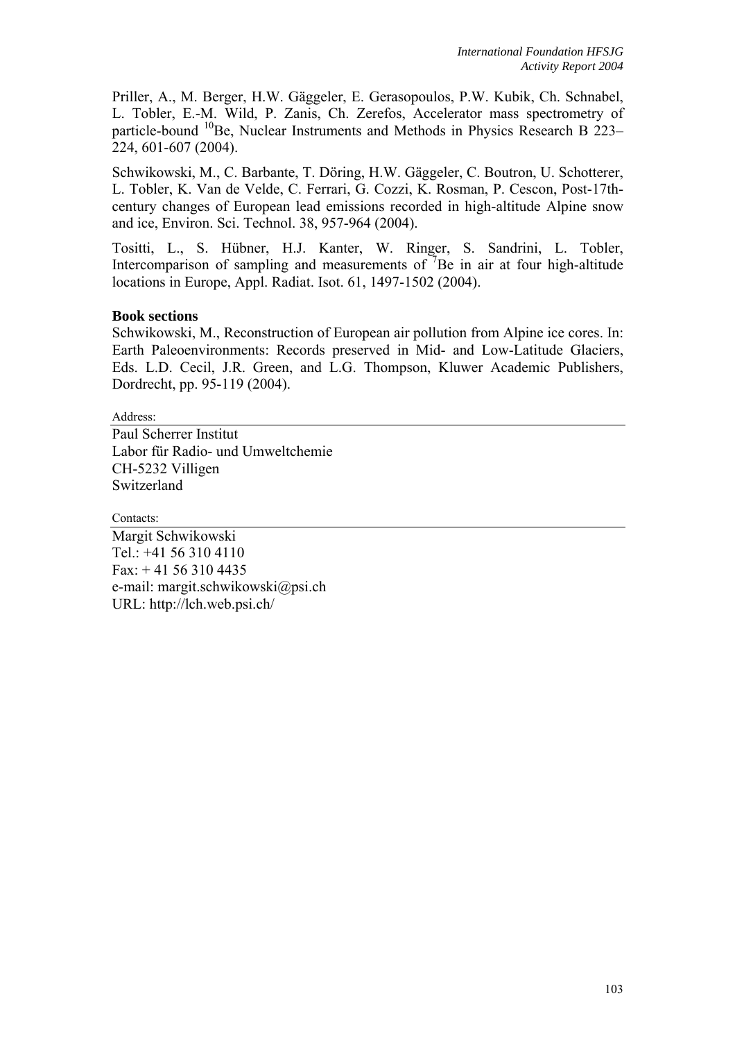Priller, A., M. Berger, H.W. Gäggeler, E. Gerasopoulos, P.W. Kubik, Ch. Schnabel, L. Tobler, E.-M. Wild, P. Zanis, Ch. Zerefos, Accelerator mass spectrometry of particle-bound $^{10}$Be, Nuclear Instruments and Methods in Physics Research B 223–224, 601-607 (2004).

Schwikowski, M., C. Barbante, T. Döring, H.W. Gäggeler, C. Boutron, U. Schotterer, L. Tobler, K. Van de Velde, C. Ferrari, G. Cozzi, K. Rosman, P. Cescon, Post-17th-century changes of European lead emissions recorded in high-altitude Alpine snow and ice, Environ. Sci. Technol. 38, 957-964 (2004).

Tositti, L., S. Hübner, H.J. Kanter, W. Ringer, S. Sandrini, L. Tobler, Intercomparison of sampling and measurements of $^{7}$Be in air at four high-altitude locations in Europe, Appl. Radiat. Isot. 61, 1497-1502 (2004).

**Book sections**

Schwikowski, M., Reconstruction of European air pollution from Alpine ice cores. In: Earth Paleoenvironments: Records preserved in Mid- and Low-Latitude Glaciers, Eds. L.D. Cecil, J.R. Green, and L.G. Thompson, Kluwer Academic Publishers, Dordrecht, pp. 95-119 (2004).

Address:

Paul Scherrer Institut
Labor für Radio- und Umweltchemie
CH-5232 Villigen
Switzerland

Contacts:

Margit Schwikowski
Tel.: +41 56 310 4110
Fax: + 41 56 310 4435
e-mail: margit.schwikowski@psi.ch
URL: http://lch.web.psi.ch/